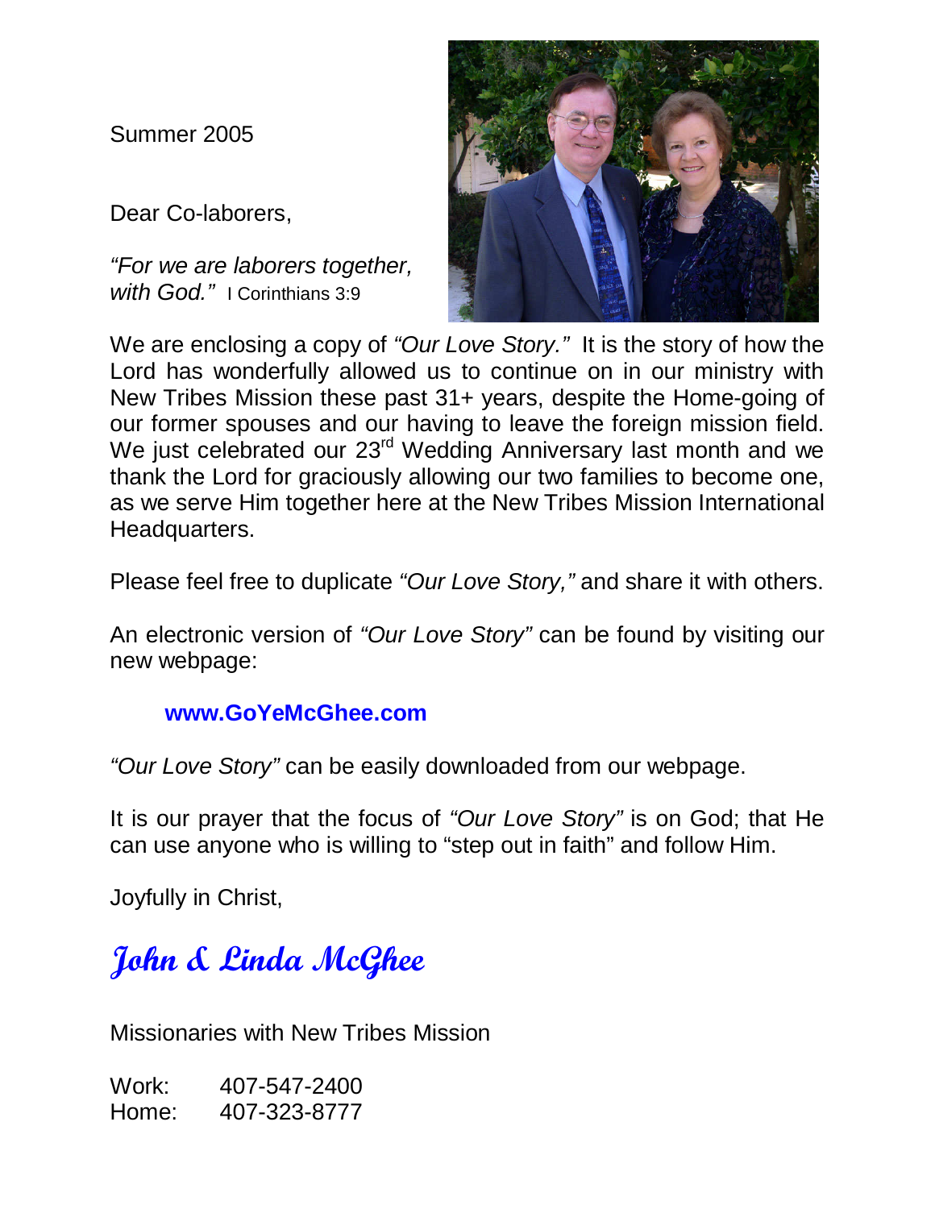Summer 2005

Dear Co-laborers,

*"For we are laborers together, with God."* I Corinthians 3:9

We are enclosing a copy of *"Our Love Story."* It is the story of how the Lord has wonderfully allowed us to continue on in our ministry with New Tribes Mission these past 31+ years, despite the Home-going of our former spouses and our having to leave the foreign mission field. We just celebrated our 23rd Wedding Anniversary last month and we thank the Lord for graciously allowing our two families to become one, as we serve Him together here at the New Tribes Mission International Headquarters.

Please feel free to duplicate *"Our Love Story,"* and share it with others.

An electronic version of *"Our Love Story"* can be found by visiting our new webpage:

**www.GoYeMcGhee.com**

*"Our Love Story"* can be easily downloaded from our webpage.

It is our prayer that the focus of *"Our Love Story"* is on God; that He can use anyone who is willing to "step out in faith" and follow Him.

Joyfully in Christ,

**John & Linda McGhee**

Missionaries with New Tribes Mission

Work: 407-547-2400
Home: 407-323-8777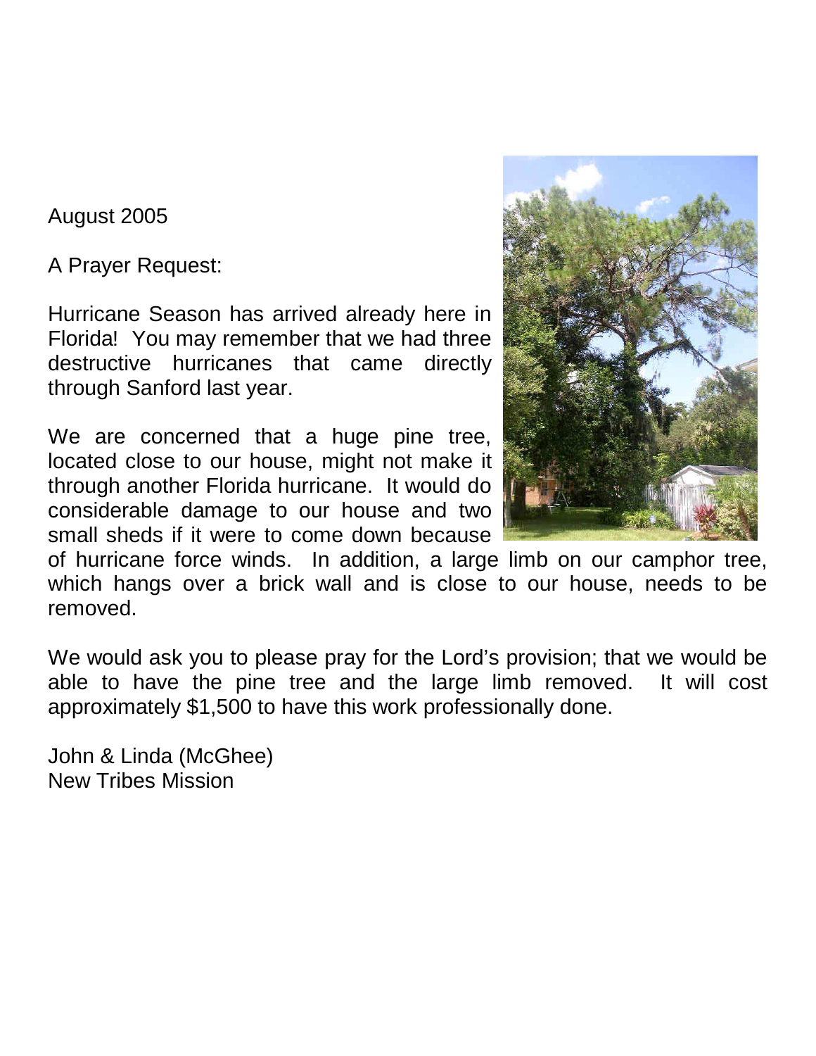August 2005

A Prayer Request:

Hurricane Season has arrived already here in Florida! You may remember that we had three destructive hurricanes that came directly through Sanford last year.

We are concerned that a huge pine tree, located close to our house, might not make it through another Florida hurricane. It would do considerable damage to our house and two small sheds if it were to come down because of hurricane force winds. In addition, a large limb on our camphor tree, which hangs over a brick wall and is close to our house, needs to be removed.

We would ask you to please pray for the Lord's provision; that we would be able to have the pine tree and the large limb removed. It will cost approximately $1,500 to have this work professionally done.

John & Linda (McGhee)
New Tribes Mission